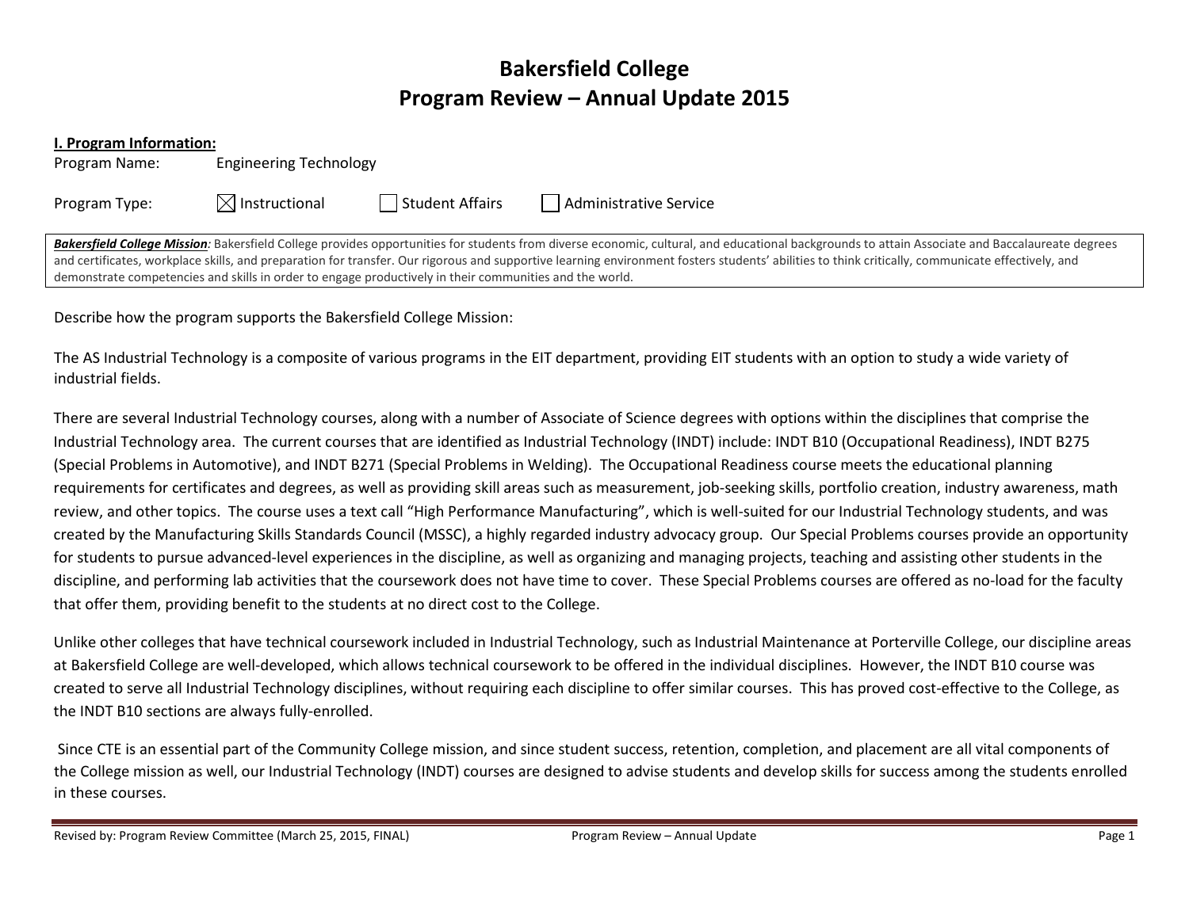# Bakersfield College
# Program Review – Annual Update 2015

**I. Program Information:**

Program Name: Engineering Technology

Program Type: ☒ Instructional ☐ Student Affairs ☐ Administrative Service

***Bakersfield College Mission:*** Bakersfield College provides opportunities for students from diverse economic, cultural, and educational backgrounds to attain Associate and Baccalaureate degrees and certificates, workplace skills, and preparation for transfer. Our rigorous and supportive learning environment fosters students' abilities to think critically, communicate effectively, and demonstrate competencies and skills in order to engage productively in their communities and the world.

Describe how the program supports the Bakersfield College Mission:

The AS Industrial Technology is a composite of various programs in the EIT department, providing EIT students with an option to study a wide variety of industrial fields.

There are several Industrial Technology courses, along with a number of Associate of Science degrees with options within the disciplines that comprise the Industrial Technology area. The current courses that are identified as Industrial Technology (INDT) include: INDT B10 (Occupational Readiness), INDT B275 (Special Problems in Automotive), and INDT B271 (Special Problems in Welding). The Occupational Readiness course meets the educational planning requirements for certificates and degrees, as well as providing skill areas such as measurement, job-seeking skills, portfolio creation, industry awareness, math review, and other topics. The course uses a text call "High Performance Manufacturing", which is well-suited for our Industrial Technology students, and was created by the Manufacturing Skills Standards Council (MSSC), a highly regarded industry advocacy group. Our Special Problems courses provide an opportunity for students to pursue advanced-level experiences in the discipline, as well as organizing and managing projects, teaching and assisting other students in the discipline, and performing lab activities that the coursework does not have time to cover. These Special Problems courses are offered as no-load for the faculty that offer them, providing benefit to the students at no direct cost to the College.

Unlike other colleges that have technical coursework included in Industrial Technology, such as Industrial Maintenance at Porterville College, our discipline areas at Bakersfield College are well-developed, which allows technical coursework to be offered in the individual disciplines. However, the INDT B10 course was created to serve all Industrial Technology disciplines, without requiring each discipline to offer similar courses. This has proved cost-effective to the College, as the INDT B10 sections are always fully-enrolled.

Since CTE is an essential part of the Community College mission, and since student success, retention, completion, and placement are all vital components of the College mission as well, our Industrial Technology (INDT) courses are designed to advise students and develop skills for success among the students enrolled in these courses.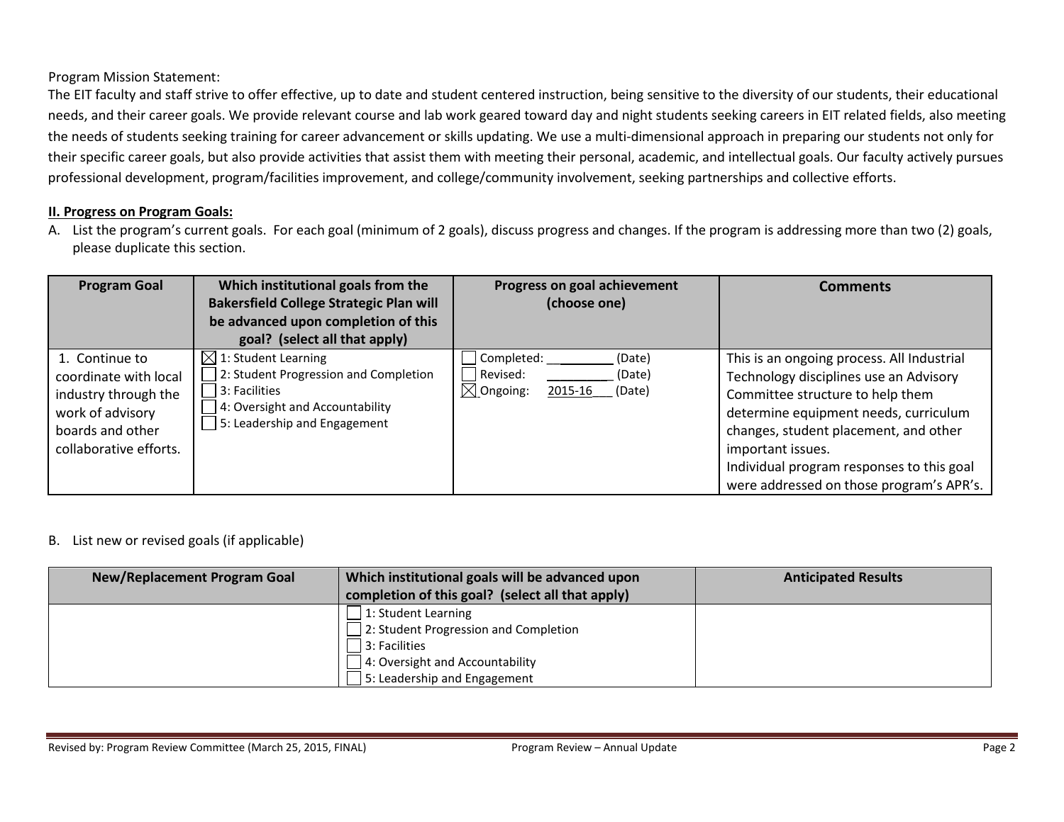Program Mission Statement:
The EIT faculty and staff strive to offer effective, up to date and student centered instruction, being sensitive to the diversity of our students, their educational needs, and their career goals. We provide relevant course and lab work geared toward day and night students seeking careers in EIT related fields, also meeting the needs of students seeking training for career advancement or skills updating. We use a multi-dimensional approach in preparing our students not only for their specific career goals, but also provide activities that assist them with meeting their personal, academic, and intellectual goals. Our faculty actively pursues professional development, program/facilities improvement, and college/community involvement, seeking partnerships and collective efforts.

## II. Progress on Program Goals:

A. List the program's current goals. For each goal (minimum of 2 goals), discuss progress and changes. If the program is addressing more than two (2) goals, please duplicate this section.

| Program Goal | Which institutional goals from the Bakersfield College Strategic Plan will be advanced upon completion of this goal? (select all that apply) | Progress on goal achievement (choose one) | Comments |
|---|---|---|---|
| 1. Continue to coordinate with local industry through the work of advisory boards and other collaborative efforts. | ☒ 1: Student Learning<br>☐ 2: Student Progression and Completion<br>☐ 3: Facilities<br>☐ 4: Oversight and Accountability<br>☐ 5: Leadership and Engagement | ☐ Completed: ________ (Date)<br>☐ Revised: ________ (Date)<br>☒ Ongoing: 2015-16 (Date) | This is an ongoing process. All Industrial Technology disciplines use an Advisory Committee structure to help them determine equipment needs, curriculum changes, student placement, and other important issues.<br>Individual program responses to this goal were addressed on those program's APR's. |

B. List new or revised goals (if applicable)

| New/Replacement Program Goal | Which institutional goals will be advanced upon completion of this goal? (select all that apply) | Anticipated Results |
|---|---|---|
| | ☐ 1: Student Learning<br>☐ 2: Student Progression and Completion<br>☐ 3: Facilities<br>☐ 4: Oversight and Accountability<br>☐ 5: Leadership and Engagement | |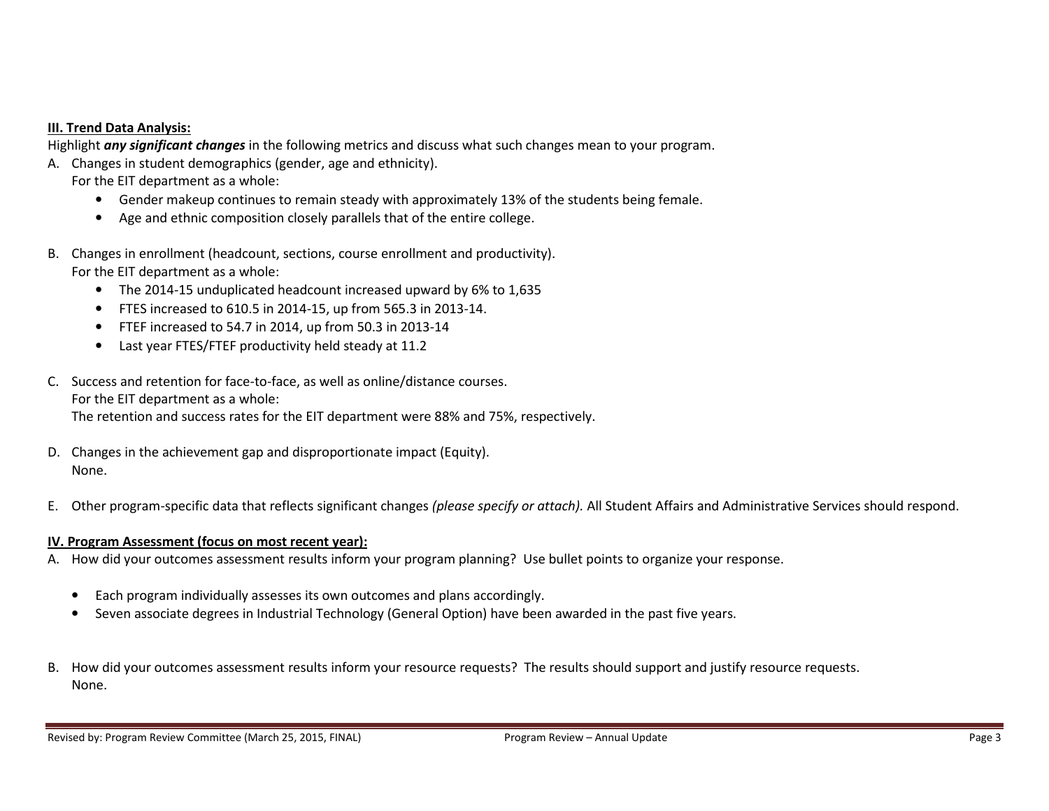**III. Trend Data Analysis:**

Highlight ***any significant changes*** in the following metrics and discuss what such changes mean to your program.

A. Changes in student demographics (gender, age and ethnicity).
   For the EIT department as a whole:
   - Gender makeup continues to remain steady with approximately 13% of the students being female.
   - Age and ethnic composition closely parallels that of the entire college.

B. Changes in enrollment (headcount, sections, course enrollment and productivity).
   For the EIT department as a whole:
   - The 2014-15 unduplicated headcount increased upward by 6% to 1,635
   - FTES increased to 610.5 in 2014-15, up from 565.3 in 2013-14.
   - FTEF increased to 54.7 in 2014, up from 50.3 in 2013-14
   - Last year FTES/FTEF productivity held steady at 11.2

C. Success and retention for face-to-face, as well as online/distance courses.
   For the EIT department as a whole:
   The retention and success rates for the EIT department were 88% and 75%, respectively.

D. Changes in the achievement gap and disproportionate impact (Equity).
   None.

E. Other program-specific data that reflects significant changes *(please specify or attach).* All Student Affairs and Administrative Services should respond.

**IV. Program Assessment (focus on most recent year):**

A. How did your outcomes assessment results inform your program planning? Use bullet points to organize your response.

   - Each program individually assesses its own outcomes and plans accordingly.
   - Seven associate degrees in Industrial Technology (General Option) have been awarded in the past five years.

B. How did your outcomes assessment results inform your resource requests? The results should support and justify resource requests.
   None.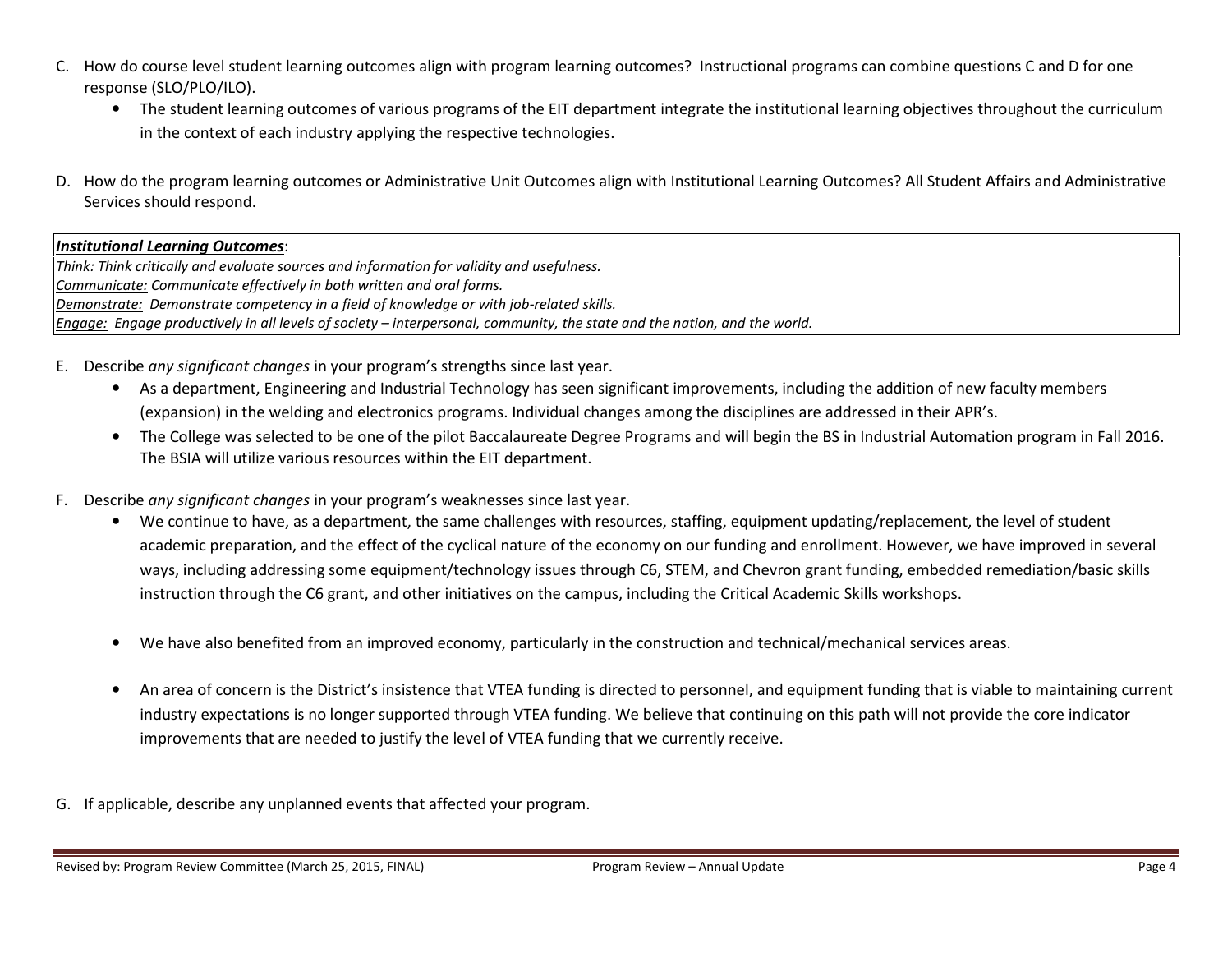C. How do course level student learning outcomes align with program learning outcomes? Instructional programs can combine questions C and D for one response (SLO/PLO/ILO).

- The student learning outcomes of various programs of the EIT department integrate the institutional learning objectives throughout the curriculum in the context of each industry applying the respective technologies.

D. How do the program learning outcomes or Administrative Unit Outcomes align with Institutional Learning Outcomes? All Student Affairs and Administrative Services should respond.

***Institutional Learning Outcomes***:
*Think: Think critically and evaluate sources and information for validity and usefulness.*
*Communicate: Communicate effectively in both written and oral forms.*
*Demonstrate: Demonstrate competency in a field of knowledge or with job-related skills.*
*Engage: Engage productively in all levels of society – interpersonal, community, the state and the nation, and the world.*

E. Describe *any significant changes* in your program's strengths since last year.

- As a department, Engineering and Industrial Technology has seen significant improvements, including the addition of new faculty members (expansion) in the welding and electronics programs. Individual changes among the disciplines are addressed in their APR's.
- The College was selected to be one of the pilot Baccalaureate Degree Programs and will begin the BS in Industrial Automation program in Fall 2016. The BSIA will utilize various resources within the EIT department.

F. Describe *any significant changes* in your program's weaknesses since last year.

- We continue to have, as a department, the same challenges with resources, staffing, equipment updating/replacement, the level of student academic preparation, and the effect of the cyclical nature of the economy on our funding and enrollment. However, we have improved in several ways, including addressing some equipment/technology issues through C6, STEM, and Chevron grant funding, embedded remediation/basic skills instruction through the C6 grant, and other initiatives on the campus, including the Critical Academic Skills workshops.

- We have also benefited from an improved economy, particularly in the construction and technical/mechanical services areas.

- An area of concern is the District's insistence that VTEA funding is directed to personnel, and equipment funding that is viable to maintaining current industry expectations is no longer supported through VTEA funding. We believe that continuing on this path will not provide the core indicator improvements that are needed to justify the level of VTEA funding that we currently receive.

G. If applicable, describe any unplanned events that affected your program.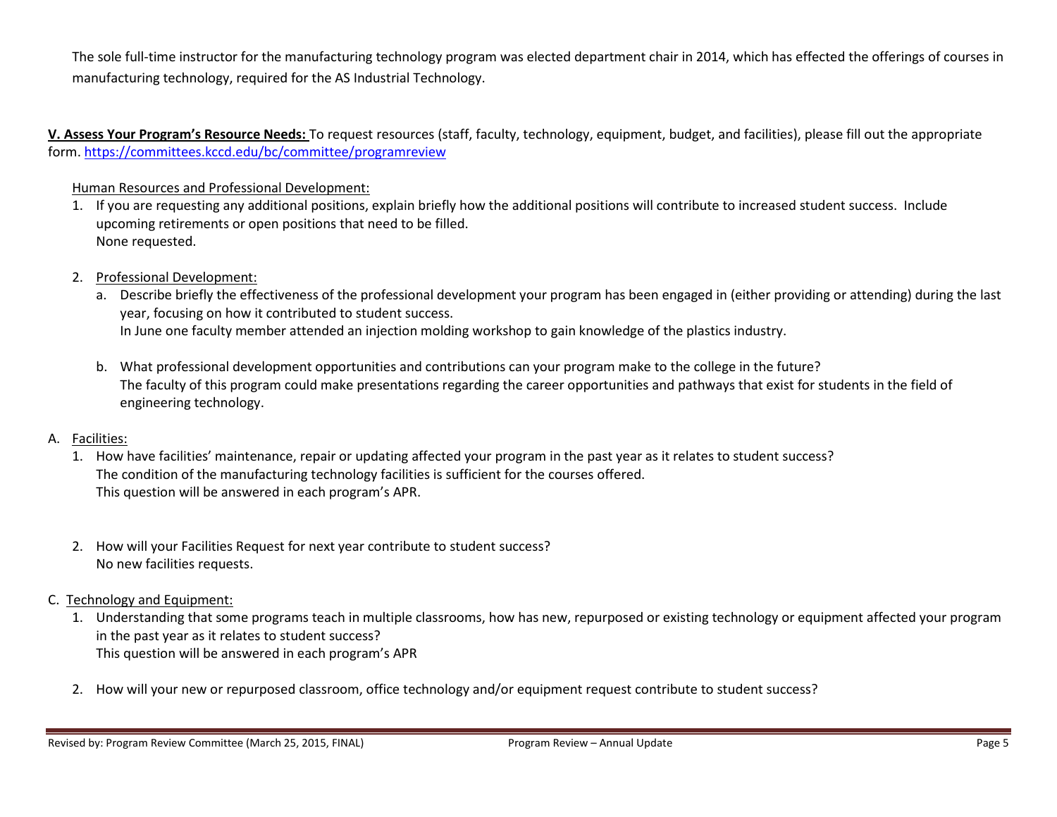The sole full-time instructor for the manufacturing technology program was elected department chair in 2014, which has effected the offerings of courses in manufacturing technology, required for the AS Industrial Technology.

**V. Assess Your Program's Resource Needs:** To request resources (staff, faculty, technology, equipment, budget, and facilities), please fill out the appropriate form. https://committees.kccd.edu/bc/committee/programreview

Human Resources and Professional Development:

1. If you are requesting any additional positions, explain briefly how the additional positions will contribute to increased student success. Include upcoming retirements or open positions that need to be filled.
   None requested.

2. Professional Development:
   a. Describe briefly the effectiveness of the professional development your program has been engaged in (either providing or attending) during the last year, focusing on how it contributed to student success.
      In June one faculty member attended an injection molding workshop to gain knowledge of the plastics industry.

   b. What professional development opportunities and contributions can your program make to the college in the future?
      The faculty of this program could make presentations regarding the career opportunities and pathways that exist for students in the field of engineering technology.

A. Facilities:
   1. How have facilities' maintenance, repair or updating affected your program in the past year as it relates to student success?
      The condition of the manufacturing technology facilities is sufficient for the courses offered.
      This question will be answered in each program's APR.

   2. How will your Facilities Request for next year contribute to student success?
      No new facilities requests.

C. Technology and Equipment:
   1. Understanding that some programs teach in multiple classrooms, how has new, repurposed or existing technology or equipment affected your program in the past year as it relates to student success?
      This question will be answered in each program's APR

   2. How will your new or repurposed classroom, office technology and/or equipment request contribute to student success?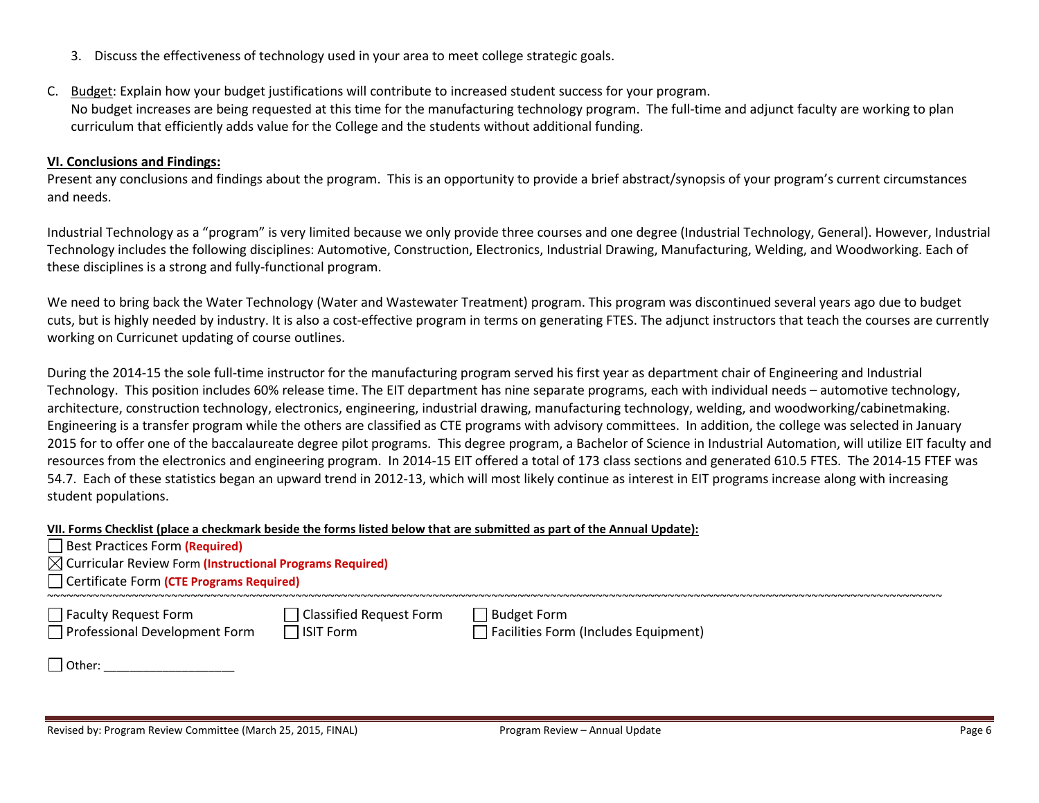3. Discuss the effectiveness of technology used in your area to meet college strategic goals.

C. Budget: Explain how your budget justifications will contribute to increased student success for your program.
   No budget increases are being requested at this time for the manufacturing technology program. The full-time and adjunct faculty are working to plan curriculum that efficiently adds value for the College and the students without additional funding.

## VI. Conclusions and Findings:

Present any conclusions and findings about the program. This is an opportunity to provide a brief abstract/synopsis of your program's current circumstances and needs.

Industrial Technology as a "program" is very limited because we only provide three courses and one degree (Industrial Technology, General). However, Industrial Technology includes the following disciplines: Automotive, Construction, Electronics, Industrial Drawing, Manufacturing, Welding, and Woodworking. Each of these disciplines is a strong and fully-functional program.

We need to bring back the Water Technology (Water and Wastewater Treatment) program. This program was discontinued several years ago due to budget cuts, but is highly needed by industry. It is also a cost-effective program in terms on generating FTES. The adjunct instructors that teach the courses are currently working on Curricunet updating of course outlines.

During the 2014-15 the sole full-time instructor for the manufacturing program served his first year as department chair of Engineering and Industrial Technology. This position includes 60% release time. The EIT department has nine separate programs, each with individual needs – automotive technology, architecture, construction technology, electronics, engineering, industrial drawing, manufacturing technology, welding, and woodworking/cabinetmaking. Engineering is a transfer program while the others are classified as CTE programs with advisory committees. In addition, the college was selected in January 2015 for to offer one of the baccalaureate degree pilot programs. This degree program, a Bachelor of Science in Industrial Automation, will utilize EIT faculty and resources from the electronics and engineering program. In 2014-15 EIT offered a total of 173 class sections and generated 610.5 FTES. The 2014-15 FTEF was 54.7. Each of these statistics began an upward trend in 2012-13, which will most likely continue as interest in EIT programs increase along with increasing student populations.

## VII. Forms Checklist (place a checkmark beside the forms listed below that are submitted as part of the Annual Update):

- ☐ Best Practices Form **(Required)**
- ☒ Curricular Review Form **(Instructional Programs Required)**
- ☐ Certificate Form **(CTE Programs Required)**

~~~~~~~~~~~~~~~~~~~~~~~~~~~~~~~~~~~~~~~~~~~~~~~~~~~~~~~~~~~~~~~~~~~~~~~~~~~~~~~~~~~~~~~~~~~~~~~~~~~~~~~~~~~~~~~~~~~~~~~~

- ☐ Faculty Request Form
- ☐ Classified Request Form
- ☐ Budget Form
- ☐ Professional Development Form
- ☐ ISIT Form
- ☐ Facilities Form (Includes Equipment)

- ☐ Other: ____________________

Revised by: Program Review Committee (March 25, 2015, FINAL) Program Review – Annual Update